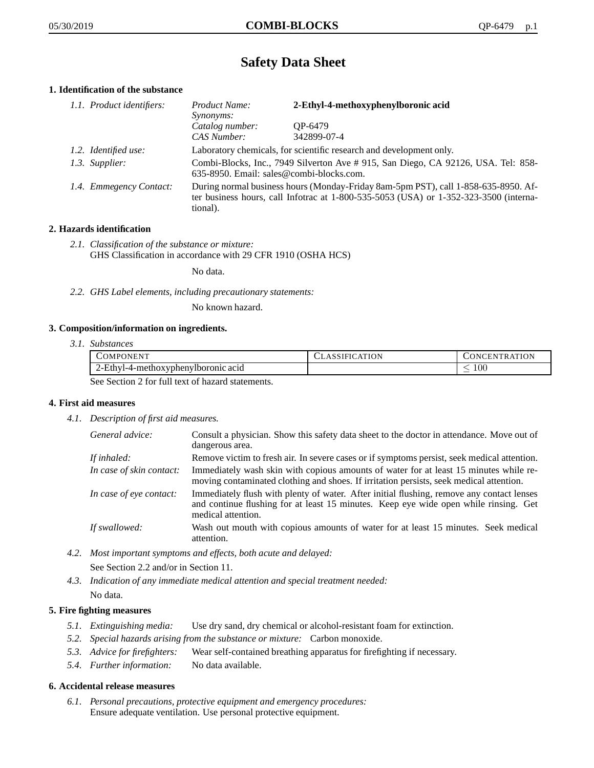# Safety Data Sheet

## 1. Identification of the substance

*1.1. Product identifiers:*

| | |
|---|---|
| *Product Name:* | **2-Ethyl-4-methoxyphenylboronic acid** |
| *Synonyms:* | |
| *Catalog number:* | QP-6479 |
| *CAS Number:* | 342899-07-4 |

*1.2. Identified use:* Laboratory chemicals, for scientific research and development only.

*1.3. Supplier:* Combi-Blocks, Inc., 7949 Silverton Ave # 915, San Diego, CA 92126, USA. Tel: 858-635-8950. Email: sales@combi-blocks.com.

*1.4. Emmegency Contact:* During normal business hours (Monday-Friday 8am-5pm PST), call 1-858-635-8950. After business hours, call Infotrac at 1-800-535-5053 (USA) or 1-352-323-3500 (international).

## 2. Hazards identification

*2.1. Classification of the substance or mixture:*
GHS Classification in accordance with 29 CFR 1910 (OSHA HCS)

No data.

*2.2. GHS Label elements, including precautionary statements:*

No known hazard.

## 3. Composition/information on ingredients.

*3.1. Substances*

| Component | Classification | Concentration |
|---|---|---|
| 2-Ethyl-4-methoxyphenylboronic acid | | $\leq 100$ |

See Section 2 for full text of hazard statements.

## 4. First aid measures

*4.1. Description of first aid measures.*

*General advice:* Consult a physician. Show this safety data sheet to the doctor in attendance. Move out of dangerous area.

*If inhaled:* Remove victim to fresh air. In severe cases or if symptoms persist, seek medical attention.

*In case of skin contact:* Immediately wash skin with copious amounts of water for at least 15 minutes while removing contaminated clothing and shoes. If irritation persists, seek medical attention.

*In case of eye contact:* Immediately flush with plenty of water. After initial flushing, remove any contact lenses and continue flushing for at least 15 minutes. Keep eye wide open while rinsing. Get medical attention.

*If swallowed:* Wash out mouth with copious amounts of water for at least 15 minutes. Seek medical attention.

*4.2. Most important symptoms and effects, both acute and delayed:*
See Section 2.2 and/or in Section 11.

*4.3. Indication of any immediate medical attention and special treatment needed:*
No data.

## 5. Fire fighting measures

*5.1. Extinguishing media:* Use dry sand, dry chemical or alcohol-resistant foam for extinction.

*5.2. Special hazards arising from the substance or mixture:* Carbon monoxide.

*5.3. Advice for firefighters:* Wear self-contained breathing apparatus for firefighting if necessary.

*5.4. Further information:* No data available.

## 6. Accidental release measures

*6.1. Personal precautions, protective equipment and emergency procedures:*
Ensure adequate ventilation. Use personal protective equipment.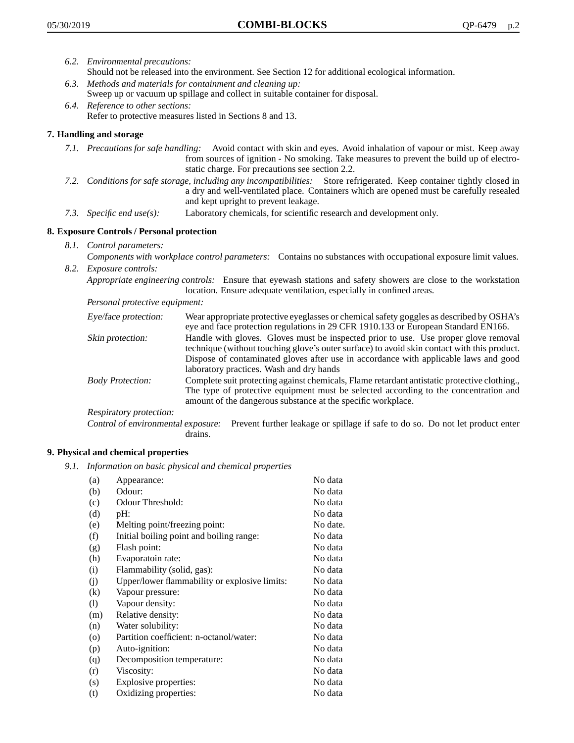*6.2. Environmental precautions:*
Should not be released into the environment. See Section 12 for additional ecological information.

*6.3. Methods and materials for containment and cleaning up:*
Sweep up or vacuum up spillage and collect in suitable container for disposal.

*6.4. Reference to other sections:*
Refer to protective measures listed in Sections 8 and 13.

## 7. Handling and storage

*7.1. Precautions for safe handling:* Avoid contact with skin and eyes. Avoid inhalation of vapour or mist. Keep away from sources of ignition - No smoking. Take measures to prevent the build up of electrostatic charge. For precautions see section 2.2.

*7.2. Conditions for safe storage, including any incompatibilities:* Store refrigerated. Keep container tightly closed in a dry and well-ventilated place. Containers which are opened must be carefully resealed and kept upright to prevent leakage.

*7.3. Specific end use(s):* Laboratory chemicals, for scientific research and development only.

## 8. Exposure Controls / Personal protection

*8.1. Control parameters:*
*Components with workplace control parameters:* Contains no substances with occupational exposure limit values.

*8.2. Exposure controls:*
*Appropriate engineering controls:* Ensure that eyewash stations and safety showers are close to the workstation location. Ensure adequate ventilation, especially in confined areas.

*Personal protective equipment:*

*Eye/face protection:* Wear appropriate protective eyeglasses or chemical safety goggles as described by OSHA's eye and face protection regulations in 29 CFR 1910.133 or European Standard EN166.

*Skin protection:* Handle with gloves. Gloves must be inspected prior to use. Use proper glove removal technique (without touching glove's outer surface) to avoid skin contact with this product. Dispose of contaminated gloves after use in accordance with applicable laws and good laboratory practices. Wash and dry hands

*Body Protection:* Complete suit protecting against chemicals, Flame retardant antistatic protective clothing., The type of protective equipment must be selected according to the concentration and amount of the dangerous substance at the specific workplace.

*Respiratory protection:*

*Control of environmental exposure:* Prevent further leakage or spillage if safe to do so. Do not let product enter drains.

## 9. Physical and chemical properties

*9.1. Information on basic physical and chemical properties*

| | | |
|---|---|---|
| (a) | Appearance: | No data |
| (b) | Odour: | No data |
| (c) | Odour Threshold: | No data |
| (d) | pH: | No data |
| (e) | Melting point/freezing point: | No date. |
| (f) | Initial boiling point and boiling range: | No data |
| (g) | Flash point: | No data |
| (h) | Evaporatoin rate: | No data |
| (i) | Flammability (solid, gas): | No data |
| (j) | Upper/lower flammability or explosive limits: | No data |
| (k) | Vapour pressure: | No data |
| (l) | Vapour density: | No data |
| (m) | Relative density: | No data |
| (n) | Water solubility: | No data |
| (o) | Partition coefficient: n-octanol/water: | No data |
| (p) | Auto-ignition: | No data |
| (q) | Decomposition temperature: | No data |
| (r) | Viscosity: | No data |
| (s) | Explosive properties: | No data |
| (t) | Oxidizing properties: | No data |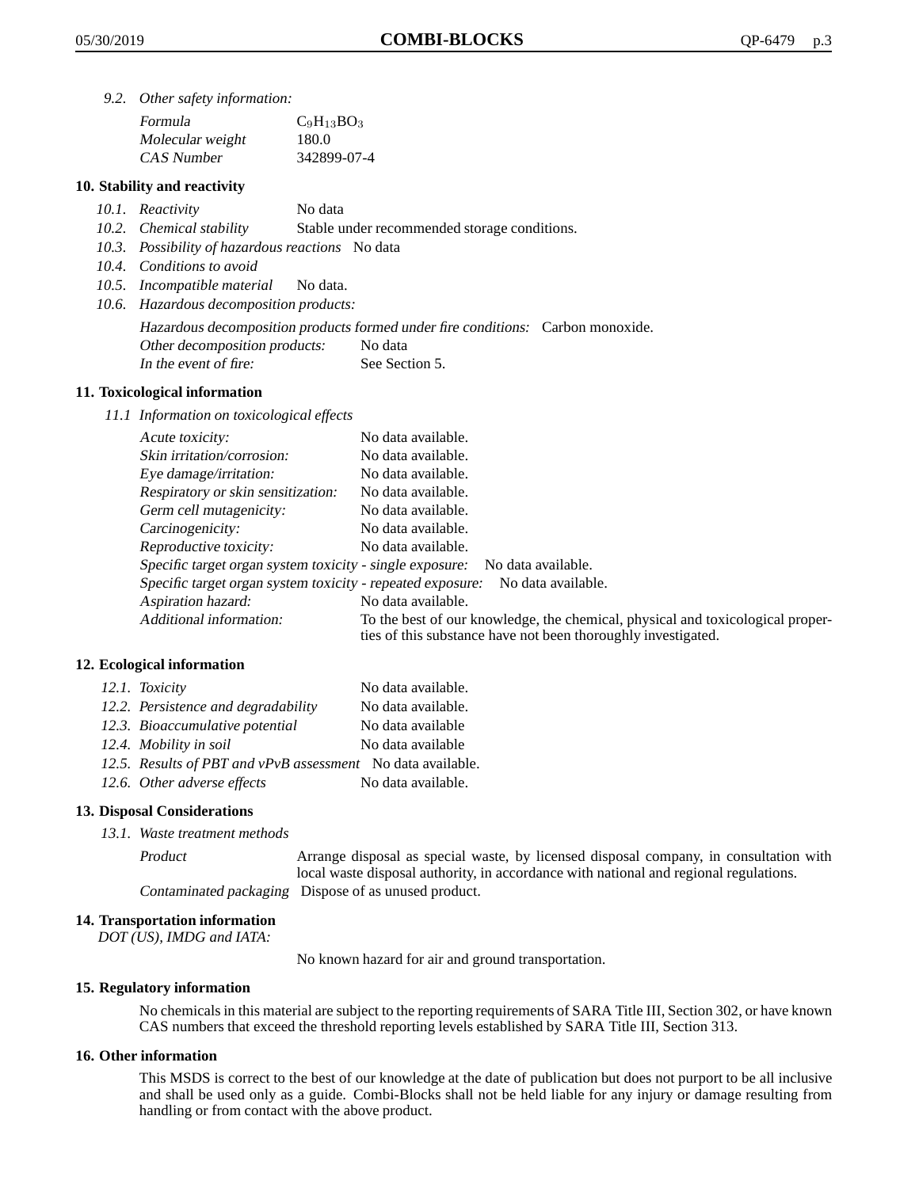*9.2. Other safety information:*

| | |
|---|---|
| *Formula* | $C_9H_{13}BO_3$ |
| *Molecular weight* | 180.0 |
| *CAS Number* | 342899-07-4 |

## 10. Stability and reactivity

*10.1. Reactivity* No data

*10.2. Chemical stability* Stable under recommended storage conditions.

*10.3. Possibility of hazardous reactions* No data

*10.4. Conditions to avoid*

*10.5. Incompatible material* No data.

*10.6. Hazardous decomposition products:*

*Hazardous decomposition products formed under fire conditions:* Carbon monoxide.
*Other decomposition products:* No data
*In the event of fire:* See Section 5.

## 11. Toxicological information

*11.1 Information on toxicological effects*

| | |
|---|---|
| *Acute toxicity:* | No data available. |
| *Skin irritation/corrosion:* | No data available. |
| *Eye damage/irritation:* | No data available. |
| *Respiratory or skin sensitization:* | No data available. |
| *Germ cell mutagenicity:* | No data available. |
| *Carcinogenicity:* | No data available. |
| *Reproductive toxicity:* | No data available. |
| *Specific target organ system toxicity - single exposure:* | No data available. |
| *Specific target organ system toxicity - repeated exposure:* | No data available. |
| *Aspiration hazard:* | No data available. |
| *Additional information:* | To the best of our knowledge, the chemical, physical and toxicological properties of this substance have not been thoroughly investigated. |

## 12. Ecological information

| | |
|---|---|
| *12.1. Toxicity* | No data available. |
| *12.2. Persistence and degradability* | No data available. |
| *12.3. Bioaccumulative potential* | No data available |
| *12.4. Mobility in soil* | No data available |
| *12.5. Results of PBT and vPvB assessment* | No data available. |
| *12.6. Other adverse effects* | No data available. |

## 13. Disposal Considerations

*13.1. Waste treatment methods*

*Product* Arrange disposal as special waste, by licensed disposal company, in consultation with local waste disposal authority, in accordance with national and regional regulations.

*Contaminated packaging* Dispose of as unused product.

## 14. Transportation information

*DOT (US), IMDG and IATA:*

No known hazard for air and ground transportation.

## 15. Regulatory information

No chemicals in this material are subject to the reporting requirements of SARA Title III, Section 302, or have known CAS numbers that exceed the threshold reporting levels established by SARA Title III, Section 313.

## 16. Other information

This MSDS is correct to the best of our knowledge at the date of publication but does not purport to be all inclusive and shall be used only as a guide. Combi-Blocks shall not be held liable for any injury or damage resulting from handling or from contact with the above product.